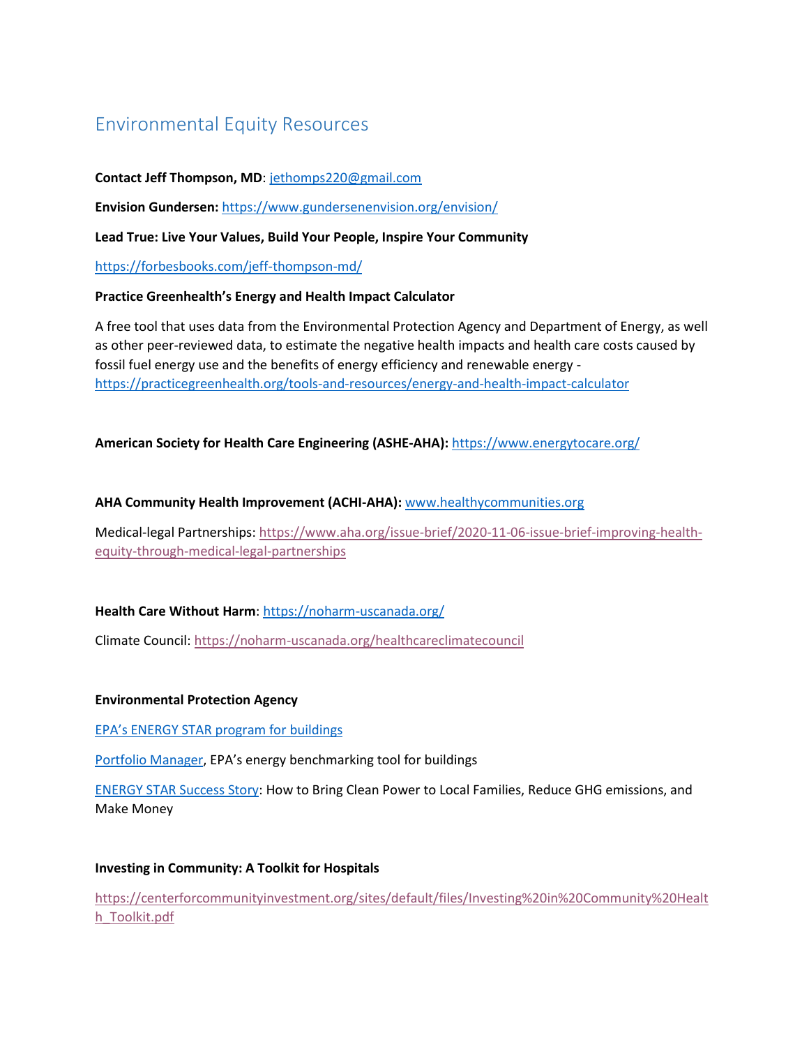# Environmental Equity Resources

**Contact Jeff Thompson, MD**: jethomps220@gmail.com

**Envision Gundersen:** https://www.gundersenenvision.org/envision/

**Lead True: Live Your Values, Build Your People, Inspire Your Community**

https://forbesbooks.com/jeff-thompson-md/

**Practice Greenhealth's Energy and Health Impact Calculator**

A free tool that uses data from the Environmental Protection Agency and Department of Energy, as well as other peer-reviewed data, to estimate the negative health impacts and health care costs caused by fossil fuel energy use and the benefits of energy efficiency and renewable energy - https://practicegreenhealth.org/tools-and-resources/energy-and-health-impact-calculator

**American Society for Health Care Engineering (ASHE-AHA):** https://www.energytocare.org/

**AHA Community Health Improvement (ACHI-AHA):** www.healthycommunities.org

Medical-legal Partnerships: https://www.aha.org/issue-brief/2020-11-06-issue-brief-improving-health-equity-through-medical-legal-partnerships

**Health Care Without Harm**: https://noharm-uscanada.org/

Climate Council: https://noharm-uscanada.org/healthcareclimatecouncil

**Environmental Protection Agency**

EPA's ENERGY STAR program for buildings

Portfolio Manager, EPA's energy benchmarking tool for buildings

ENERGY STAR Success Story: How to Bring Clean Power to Local Families, Reduce GHG emissions, and Make Money

**Investing in Community: A Toolkit for Hospitals**

https://centerforcommunityinvestment.org/sites/default/files/Investing%20in%20Community%20Health_Toolkit.pdf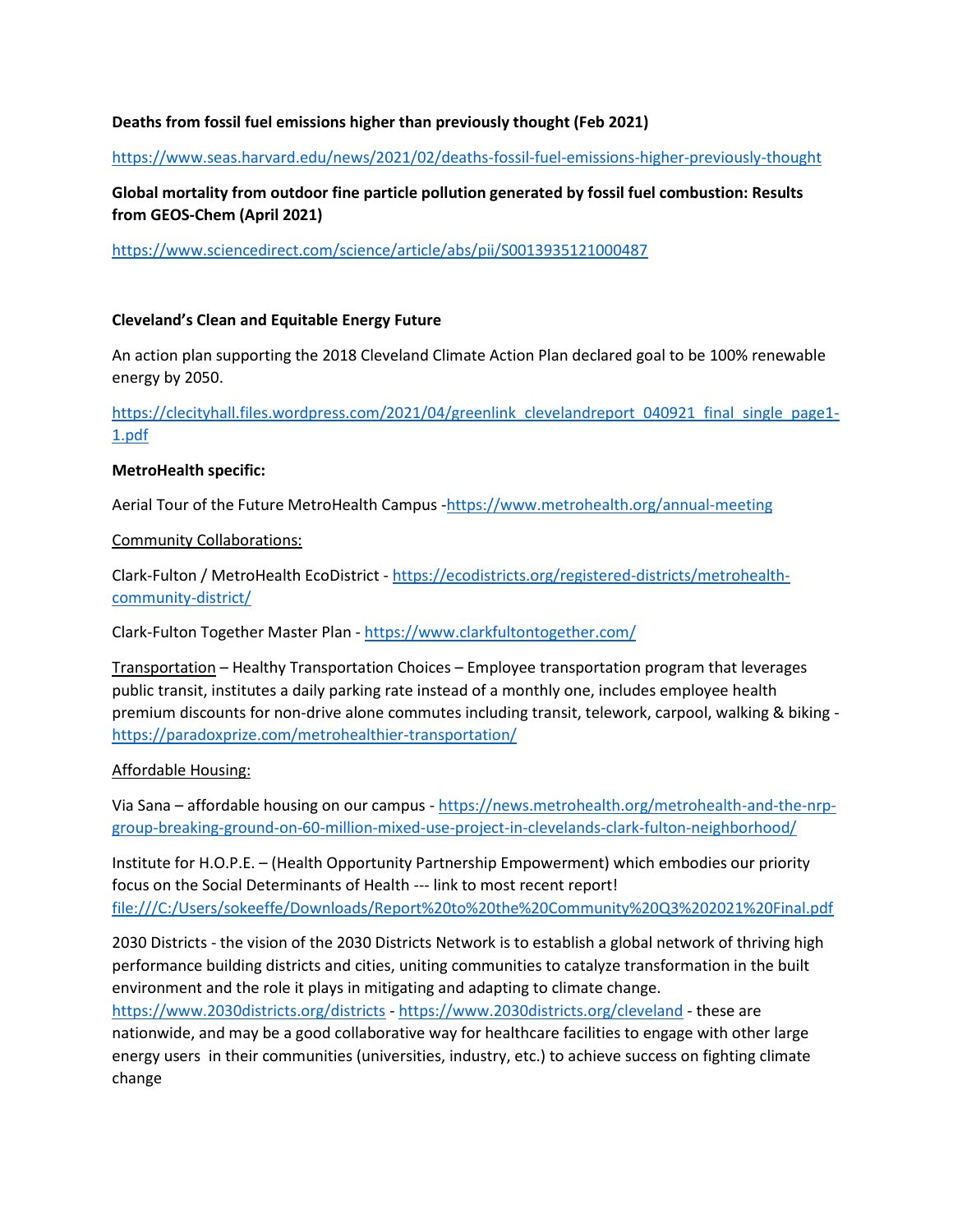**Deaths from fossil fuel emissions higher than previously thought (Feb 2021)**

https://www.seas.harvard.edu/news/2021/02/deaths-fossil-fuel-emissions-higher-previously-thought

**Global mortality from outdoor fine particle pollution generated by fossil fuel combustion: Results from GEOS-Chem (April 2021)**

https://www.sciencedirect.com/science/article/abs/pii/S0013935121000487

**Cleveland's Clean and Equitable Energy Future**

An action plan supporting the 2018 Cleveland Climate Action Plan declared goal to be 100% renewable energy by 2050.

https://clecityhall.files.wordpress.com/2021/04/greenlink_clevelandreport_040921_final_single_page1-1.pdf

**MetroHealth specific:**

Aerial Tour of the Future MetroHealth Campus -https://www.metrohealth.org/annual-meeting

Community Collaborations:

Clark-Fulton / MetroHealth EcoDistrict - https://ecodistricts.org/registered-districts/metrohealth-community-district/

Clark-Fulton Together Master Plan - https://www.clarkfultontogether.com/

Transportation – Healthy Transportation Choices – Employee transportation program that leverages public transit, institutes a daily parking rate instead of a monthly one, includes employee health premium discounts for non-drive alone commutes including transit, telework, carpool, walking & biking - https://paradoxprize.com/metrohealthier-transportation/

Affordable Housing:

Via Sana – affordable housing on our campus - https://news.metrohealth.org/metrohealth-and-the-nrp-group-breaking-ground-on-60-million-mixed-use-project-in-clevelands-clark-fulton-neighborhood/

Institute for H.O.P.E. – (Health Opportunity Partnership Empowerment) which embodies our priority focus on the Social Determinants of Health --- link to most recent report! file:///C:/Users/sokeeffe/Downloads/Report%20to%20the%20Community%20Q3%202021%20Final.pdf

2030 Districts - the vision of the 2030 Districts Network is to establish a global network of thriving high performance building districts and cities, uniting communities to catalyze transformation in the built environment and the role it plays in mitigating and adapting to climate change. https://www.2030districts.org/districts - https://www.2030districts.org/cleveland - these are nationwide, and may be a good collaborative way for healthcare facilities to engage with other large energy users in their communities (universities, industry, etc.) to achieve success on fighting climate change